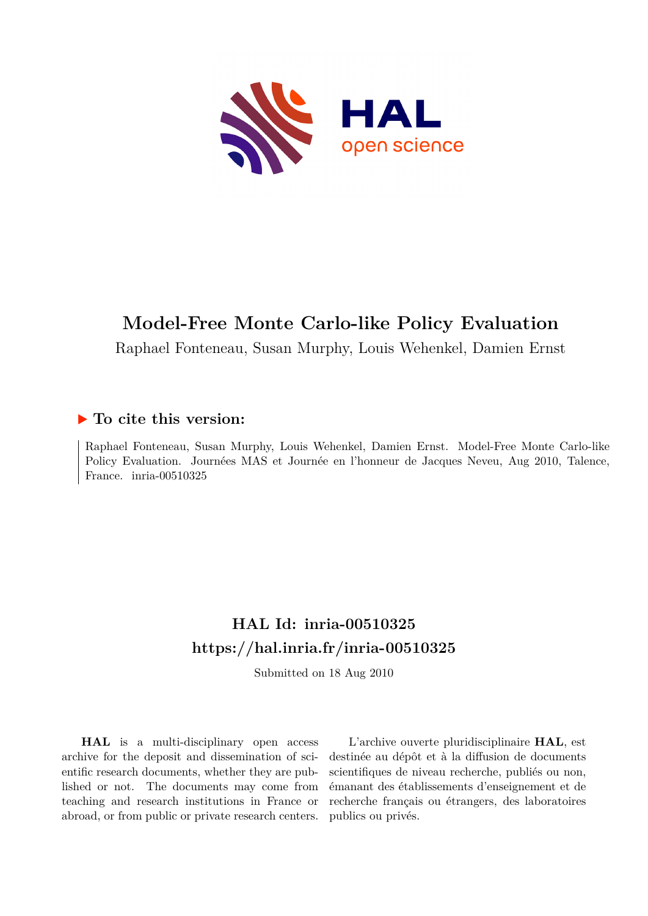# Model-Free Monte Carlo-like Policy Evaluation

Raphael Fonteneau, Susan Murphy, Louis Wehenkel, Damien Ernst

## ▶ To cite this version:

Raphael Fonteneau, Susan Murphy, Louis Wehenkel, Damien Ernst. Model-Free Monte Carlo-like Policy Evaluation. Journées MAS et Journée en l'honneur de Jacques Neveu, Aug 2010, Talence, France. inria-00510325

## HAL Id: inria-00510325
## https://hal.inria.fr/inria-00510325

Submitted on 18 Aug 2010

**HAL** is a multi-disciplinary open access archive for the deposit and dissemination of scientific research documents, whether they are published or not. The documents may come from teaching and research institutions in France or abroad, or from public or private research centers.

L'archive ouverte pluridisciplinaire **HAL**, est destinée au dépôt et à la diffusion de documents scientifiques de niveau recherche, publiés ou non, émanant des établissements d'enseignement et de recherche français ou étrangers, des laboratoires publics ou privés.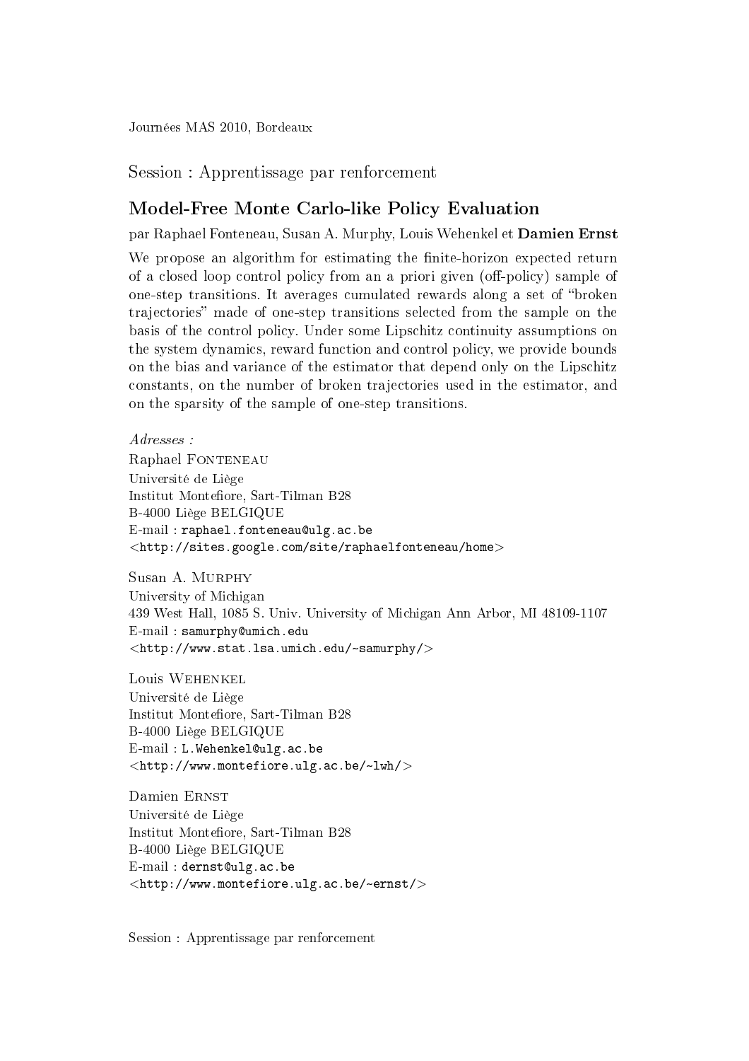Journées MAS 2010, Bordeaux

Session : Apprentissage par renforcement

## Model-Free Monte Carlo-like Policy Evaluation

par Raphael Fonteneau, Susan A. Murphy, Louis Wehenkel et **Damien Ernst**

We propose an algorithm for estimating the finite-horizon expected return of a closed loop control policy from an a priori given (off-policy) sample of one-step transitions. It averages cumulated rewards along a set of "broken trajectories" made of one-step transitions selected from the sample on the basis of the control policy. Under some Lipschitz continuity assumptions on the system dynamics, reward function and control policy, we provide bounds on the bias and variance of the estimator that depend only on the Lipschitz constants, on the number of broken trajectories used in the estimator, and on the sparsity of the sample of one-step transitions.

*Adresses :*

Raphael Fonteneau
Université de Liège
Institut Montefiore, Sart-Tilman B28
B-4000 Liège BELGIQUE
E-mail : `raphael.fonteneau@ulg.ac.be`
<`http://sites.google.com/site/raphaelfonteneau/home`>

Susan A. Murphy
University of Michigan
439 West Hall, 1085 S. Univ. University of Michigan Ann Arbor, MI 48109-1107
E-mail : `samurphy@umich.edu`
<`http://www.stat.lsa.umich.edu/~samurphy/`>

Louis Wehenkel
Université de Liège
Institut Montefiore, Sart-Tilman B28
B-4000 Liège BELGIQUE
E-mail : `L.Wehenkel@ulg.ac.be`
<`http://www.montefiore.ulg.ac.be/~lwh/`>

Damien Ernst
Université de Liège
Institut Montefiore, Sart-Tilman B28
B-4000 Liège BELGIQUE
E-mail : `dernst@ulg.ac.be`
<`http://www.montefiore.ulg.ac.be/~ernst/`>

Session : Apprentissage par renforcement